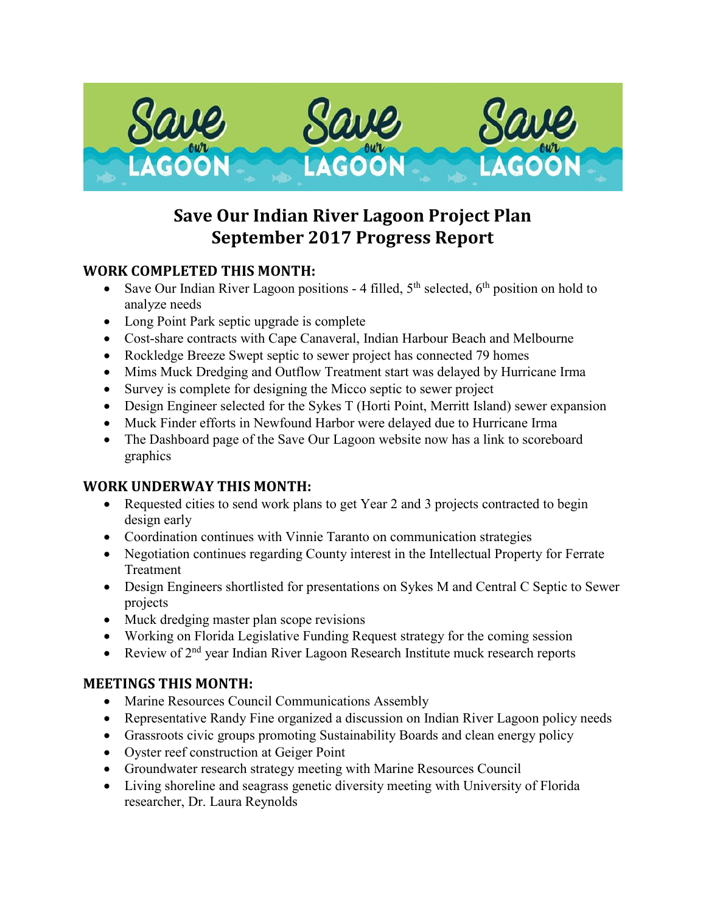# Save Our Indian River Lagoon Project Plan
# September 2017 Progress Report

### WORK COMPLETED THIS MONTH:

- Save Our Indian River Lagoon positions - 4 filled, 5th selected, 6th position on hold to analyze needs
- Long Point Park septic upgrade is complete
- Cost-share contracts with Cape Canaveral, Indian Harbour Beach and Melbourne
- Rockledge Breeze Swept septic to sewer project has connected 79 homes
- Mims Muck Dredging and Outflow Treatment start was delayed by Hurricane Irma
- Survey is complete for designing the Micco septic to sewer project
- Design Engineer selected for the Sykes T (Horti Point, Merritt Island) sewer expansion
- Muck Finder efforts in Newfound Harbor were delayed due to Hurricane Irma
- The Dashboard page of the Save Our Lagoon website now has a link to scoreboard graphics

### WORK UNDERWAY THIS MONTH:

- Requested cities to send work plans to get Year 2 and 3 projects contracted to begin design early
- Coordination continues with Vinnie Taranto on communication strategies
- Negotiation continues regarding County interest in the Intellectual Property for Ferrate Treatment
- Design Engineers shortlisted for presentations on Sykes M and Central C Septic to Sewer projects
- Muck dredging master plan scope revisions
- Working on Florida Legislative Funding Request strategy for the coming session
- Review of 2nd year Indian River Lagoon Research Institute muck research reports

### MEETINGS THIS MONTH:

- Marine Resources Council Communications Assembly
- Representative Randy Fine organized a discussion on Indian River Lagoon policy needs
- Grassroots civic groups promoting Sustainability Boards and clean energy policy
- Oyster reef construction at Geiger Point
- Groundwater research strategy meeting with Marine Resources Council
- Living shoreline and seagrass genetic diversity meeting with University of Florida researcher, Dr. Laura Reynolds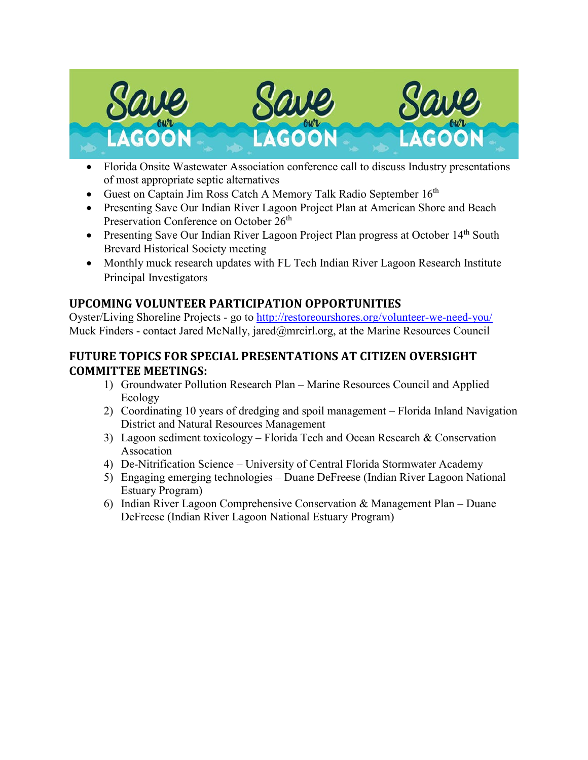- Florida Onsite Wastewater Association conference call to discuss Industry presentations of most appropriate septic alternatives
- Guest on Captain Jim Ross Catch A Memory Talk Radio September 16th
- Presenting Save Our Indian River Lagoon Project Plan at American Shore and Beach Preservation Conference on October 26th
- Presenting Save Our Indian River Lagoon Project Plan progress at October 14th South Brevard Historical Society meeting
- Monthly muck research updates with FL Tech Indian River Lagoon Research Institute Principal Investigators

## UPCOMING VOLUNTEER PARTICIPATION OPPORTUNITIES

Oyster/Living Shoreline Projects - go to http://restoreourshores.org/volunteer-we-need-you/
Muck Finders - contact Jared McNally, jared@mrcirl.org, at the Marine Resources Council

## FUTURE TOPICS FOR SPECIAL PRESENTATIONS AT CITIZEN OVERSIGHT COMMITTEE MEETINGS:

1) Groundwater Pollution Research Plan – Marine Resources Council and Applied Ecology
2) Coordinating 10 years of dredging and spoil management – Florida Inland Navigation District and Natural Resources Management
3) Lagoon sediment toxicology – Florida Tech and Ocean Research & Conservation Assocation
4) De-Nitrification Science – University of Central Florida Stormwater Academy
5) Engaging emerging technologies – Duane DeFreese (Indian River Lagoon National Estuary Program)
6) Indian River Lagoon Comprehensive Conservation & Management Plan – Duane DeFreese (Indian River Lagoon National Estuary Program)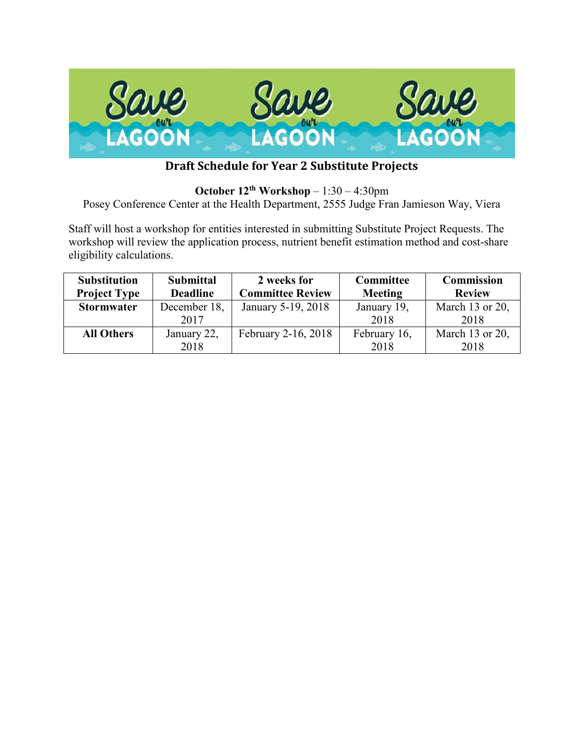## Draft Schedule for Year 2 Substitute Projects

**October 12th Workshop** – 1:30 – 4:30pm
Posey Conference Center at the Health Department, 2555 Judge Fran Jamieson Way, Viera

Staff will host a workshop for entities interested in submitting Substitute Project Requests. The workshop will review the application process, nutrient benefit estimation method and cost-share eligibility calculations.

| Substitution Project Type | Submittal Deadline | 2 weeks for Committee Review | Committee Meeting | Commission Review |
|---|---|---|---|---|
| **Stormwater** | December 18, 2017 | January 5-19, 2018 | January 19, 2018 | March 13 or 20, 2018 |
| **All Others** | January 22, 2018 | February 2-16, 2018 | February 16, 2018 | March 13 or 20, 2018 |